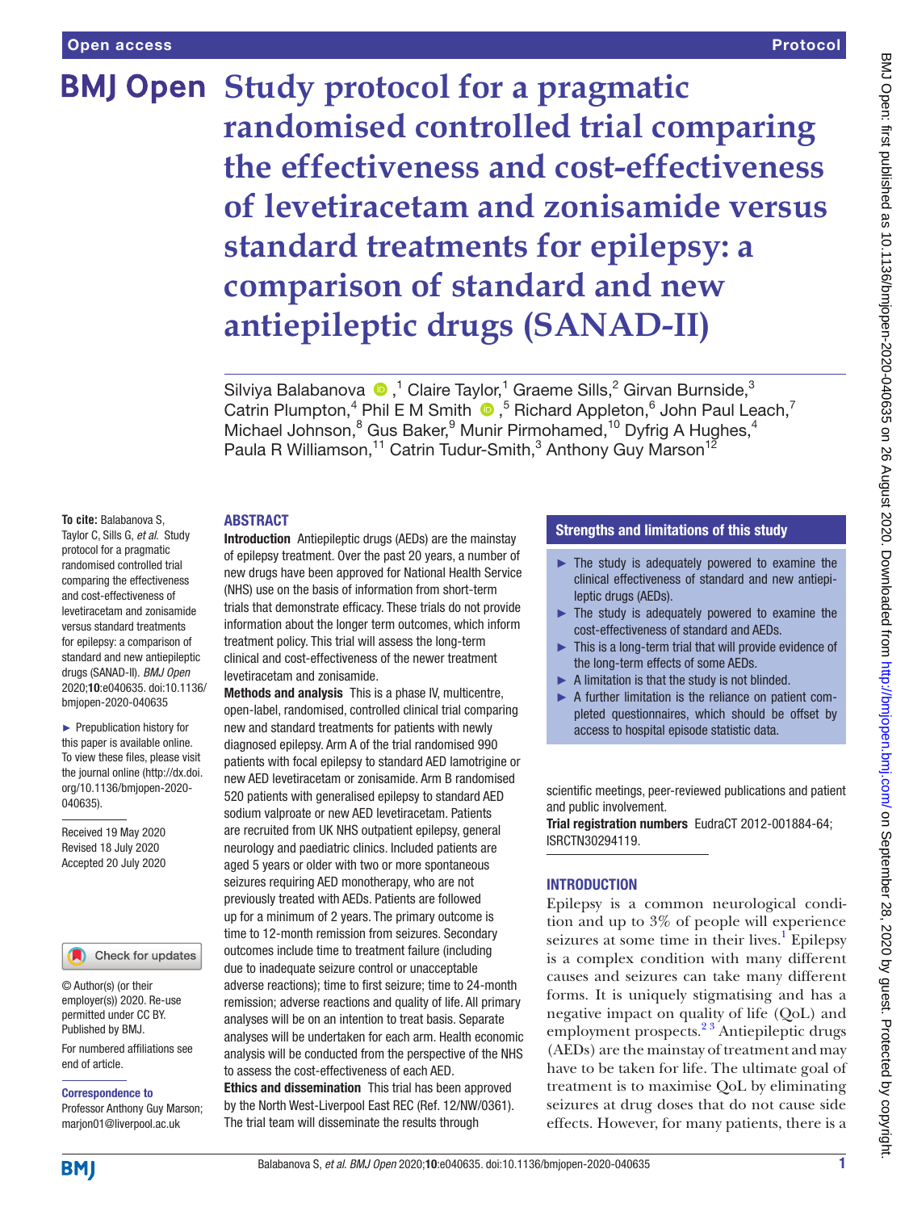Open access

Protocol

# Study protocol for a pragmatic randomised controlled trial comparing the effectiveness and cost-effectiveness of levetiracetam and zonisamide versus standard treatments for epilepsy: a comparison of standard and new antiepileptic drugs (SANAD-II)

Silviya Balabanova [1], Claire Taylor,[1] Graeme Sills,[2] Girvan Burnside,[3] Catrin Plumpton,[4] Phil E M Smith [5], Richard Appleton,[6] John Paul Leach,[7] Michael Johnson,[8] Gus Baker,[9] Munir Pirmohamed,[10] Dyfrig A Hughes,[4] Paula R Williamson,[11] Catrin Tudur-Smith,[3] Anthony Guy Marson[12]

**To cite:** Balabanova S, Taylor C, Sills G, *et al*. Study protocol for a pragmatic randomised controlled trial comparing the effectiveness and cost-effectiveness of levetiracetam and zonisamide versus standard treatments for epilepsy: a comparison of standard and new antiepileptic drugs (SANAD-II). *BMJ Open* 2020;**10**:e040635. doi:10.1136/bmjopen-2020-040635

► Prepublication history for this paper is available online. To view these files, please visit the journal online (http://dx.doi.org/10.1136/bmjopen-2020-040635).

Received 19 May 2020
Revised 18 July 2020
Accepted 20 July 2020

© Author(s) (or their employer(s)) 2020. Re-use permitted under CC BY. Published by BMJ.

For numbered affiliations see end of article.

**Correspondence to**
Professor Anthony Guy Marson; marjon01@liverpool.ac.uk

## ABSTRACT

**Introduction** Antiepileptic drugs (AEDs) are the mainstay of epilepsy treatment. Over the past 20 years, a number of new drugs have been approved for National Health Service (NHS) use on the basis of information from short-term trials that demonstrate efficacy. These trials do not provide information about the longer term outcomes, which inform treatment policy. This trial will assess the long-term clinical and cost-effectiveness of the newer treatment levetiracetam and zonisamide.

**Methods and analysis** This is a phase IV, multicentre, open-label, randomised, controlled clinical trial comparing new and standard treatments for patients with newly diagnosed epilepsy. Arm A of the trial randomised 990 patients with focal epilepsy to standard AED lamotrigine or new AED levetiracetam or zonisamide. Arm B randomised 520 patients with generalised epilepsy to standard AED sodium valproate or new AED levetiracetam. Patients are recruited from UK NHS outpatient epilepsy, general neurology and paediatric clinics. Included patients are aged 5 years or older with two or more spontaneous seizures requiring AED monotherapy, who are not previously treated with AEDs. Patients are followed up for a minimum of 2 years. The primary outcome is time to 12-month remission from seizures. Secondary outcomes include time to treatment failure (including due to inadequate seizure control or unacceptable adverse reactions); time to first seizure; time to 24-month remission; adverse reactions and quality of life. All primary analyses will be on an intention to treat basis. Separate analyses will be undertaken for each arm. Health economic analysis will be conducted from the perspective of the NHS to assess the cost-effectiveness of each AED.

**Ethics and dissemination** This trial has been approved by the North West-Liverpool East REC (Ref. 12/NW/0361). The trial team will disseminate the results through scientific meetings, peer-reviewed publications and patient and public involvement.

**Trial registration numbers** EudraCT 2012-001884-64; ISRCTN30294119.

## Strengths and limitations of this study

- ► The study is adequately powered to examine the clinical effectiveness of standard and new antiepileptic drugs (AEDs).
- ► The study is adequately powered to examine the cost-effectiveness of standard and AEDs.
- ► This is a long-term trial that will provide evidence of the long-term effects of some AEDs.
- ► A limitation is that the study is not blinded.
- ► A further limitation is the reliance on patient completed questionnaires, which should be offset by access to hospital episode statistic data.

## INTRODUCTION

Epilepsy is a common neurological condition and up to 3% of people will experience seizures at some time in their lives.[1] Epilepsy is a complex condition with many different causes and seizures can take many different forms. It is uniquely stigmatising and has a negative impact on quality of life (QoL) and employment prospects.[2,3] Antiepileptic drugs (AEDs) are the mainstay of treatment and may have to be taken for life. The ultimate goal of treatment is to maximise QoL by eliminating seizures at drug doses that do not cause side effects. However, for many patients, there is a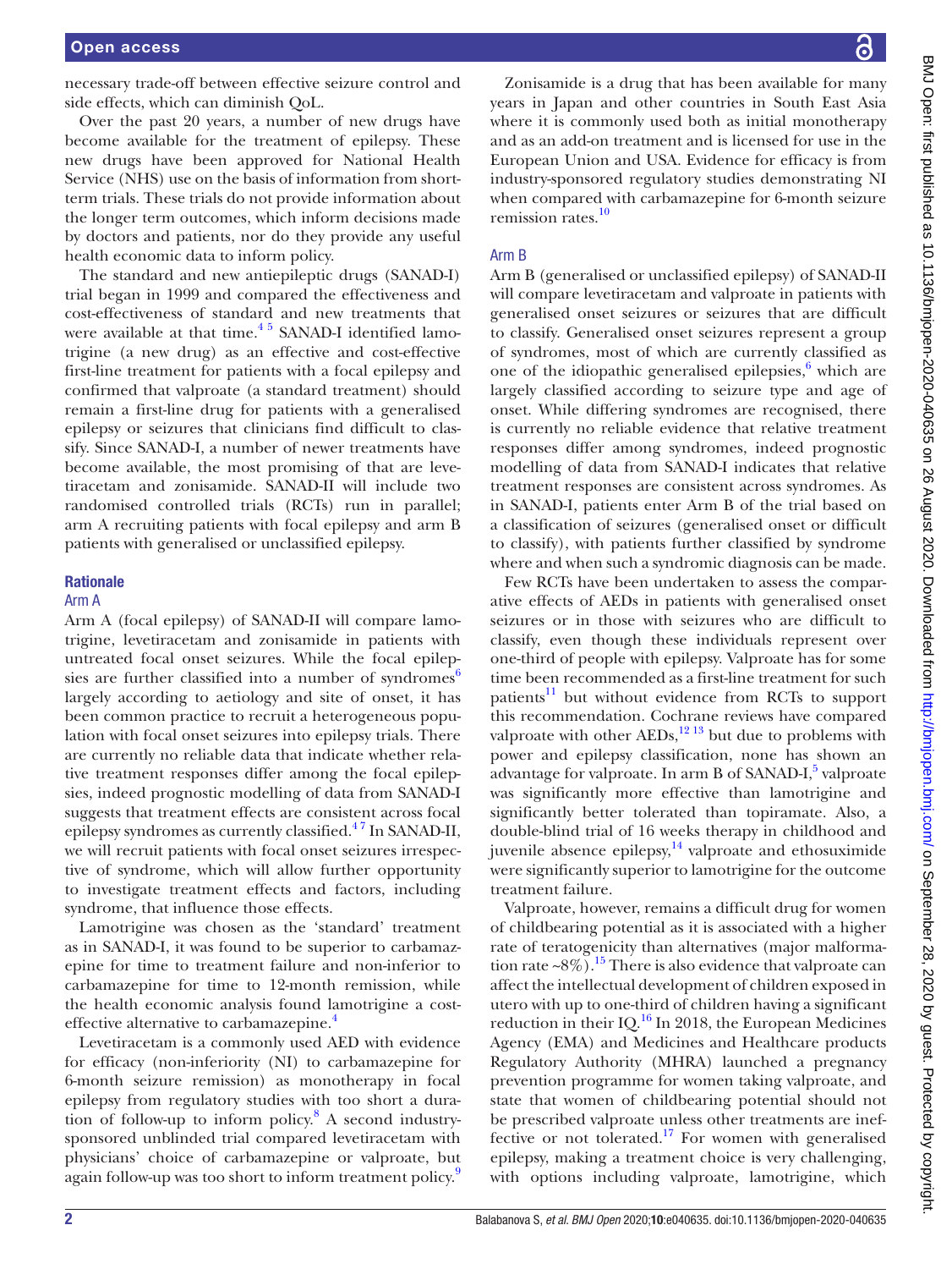necessary trade-off between effective seizure control and side effects, which can diminish QoL.

Over the past 20 years, a number of new drugs have become available for the treatment of epilepsy. These new drugs have been approved for National Health Service (NHS) use on the basis of information from short-term trials. These trials do not provide information about the longer term outcomes, which inform decisions made by doctors and patients, nor do they provide any useful health economic data to inform policy.

The standard and new antiepileptic drugs (SANAD-I) trial began in 1999 and compared the effectiveness and cost-effectiveness of standard and new treatments that were available at that time.[4,5] SANAD-I identified lamotrigine (a new drug) as an effective and cost-effective first-line treatment for patients with a focal epilepsy and confirmed that valproate (a standard treatment) should remain a first-line drug for patients with a generalised epilepsy or seizures that clinicians find difficult to classify. Since SANAD-I, a number of newer treatments have become available, the most promising of that are levetiracetam and zonisamide. SANAD-II will include two randomised controlled trials (RCTs) run in parallel; arm A recruiting patients with focal epilepsy and arm B patients with generalised or unclassified epilepsy.

## Rationale

### Arm A

Arm A (focal epilepsy) of SANAD-II will compare lamotrigine, levetiracetam and zonisamide in patients with untreated focal onset seizures. While the focal epilepsies are further classified into a number of syndromes[6] largely according to aetiology and site of onset, it has been common practice to recruit a heterogeneous population with focal onset seizures into epilepsy trials. There are currently no reliable data that indicate whether relative treatment responses differ among the focal epilepsies, indeed prognostic modelling of data from SANAD-I suggests that treatment effects are consistent across focal epilepsy syndromes as currently classified.[4,7] In SANAD-II, we will recruit patients with focal onset seizures irrespective of syndrome, which will allow further opportunity to investigate treatment effects and factors, including syndrome, that influence those effects.

Lamotrigine was chosen as the 'standard' treatment as in SANAD-I, it was found to be superior to carbamazepine for time to treatment failure and non-inferior to carbamazepine for time to 12-month remission, while the health economic analysis found lamotrigine a cost-effective alternative to carbamazepine.[4]

Levetiracetam is a commonly used AED with evidence for efficacy (non-inferiority (NI) to carbamazepine for 6-month seizure remission) as monotherapy in focal epilepsy from regulatory studies with too short a duration of follow-up to inform policy.[8] A second industry-sponsored unblinded trial compared levetiracetam with physicians' choice of carbamazepine or valproate, but again follow-up was too short to inform treatment policy.[9]

Zonisamide is a drug that has been available for many years in Japan and other countries in South East Asia where it is commonly used both as initial monotherapy and as an add-on treatment and is licensed for use in the European Union and USA. Evidence for efficacy is from industry-sponsored regulatory studies demonstrating NI when compared with carbamazepine for 6-month seizure remission rates.[10]

### Arm B

Arm B (generalised or unclassified epilepsy) of SANAD-II will compare levetiracetam and valproate in patients with generalised onset seizures or seizures that are difficult to classify. Generalised onset seizures represent a group of syndromes, most of which are currently classified as one of the idiopathic generalised epilepsies,[6] which are largely classified according to seizure type and age of onset. While differing syndromes are recognised, there is currently no reliable evidence that relative treatment responses differ among syndromes, indeed prognostic modelling of data from SANAD-I indicates that relative treatment responses are consistent across syndromes. As in SANAD-I, patients enter Arm B of the trial based on a classification of seizures (generalised onset or difficult to classify), with patients further classified by syndrome where and when such a syndromic diagnosis can be made.

Few RCTs have been undertaken to assess the comparative effects of AEDs in patients with generalised onset seizures or in those with seizures who are difficult to classify, even though these individuals represent over one-third of people with epilepsy. Valproate has for some time been recommended as a first-line treatment for such patients[11] but without evidence from RCTs to support this recommendation. Cochrane reviews have compared valproate with other AEDs,[12,13] but due to problems with power and epilepsy classification, none has shown an advantage for valproate. In arm B of SANAD-I,[5] valproate was significantly more effective than lamotrigine and significantly better tolerated than topiramate. Also, a double-blind trial of 16 weeks therapy in childhood and juvenile absence epilepsy,[14] valproate and ethosuximide were significantly superior to lamotrigine for the outcome treatment failure.

Valproate, however, remains a difficult drug for women of childbearing potential as it is associated with a higher rate of teratogenicity than alternatives (major malformation rate ~8%).[15] There is also evidence that valproate can affect the intellectual development of children exposed in utero with up to one-third of children having a significant reduction in their IQ.[16] In 2018, the European Medicines Agency (EMA) and Medicines and Healthcare products Regulatory Authority (MHRA) launched a pregnancy prevention programme for women taking valproate, and state that women of childbearing potential should not be prescribed valproate unless other treatments are ineffective or not tolerated.[17] For women with generalised epilepsy, making a treatment choice is very challenging, with options including valproate, lamotrigine, which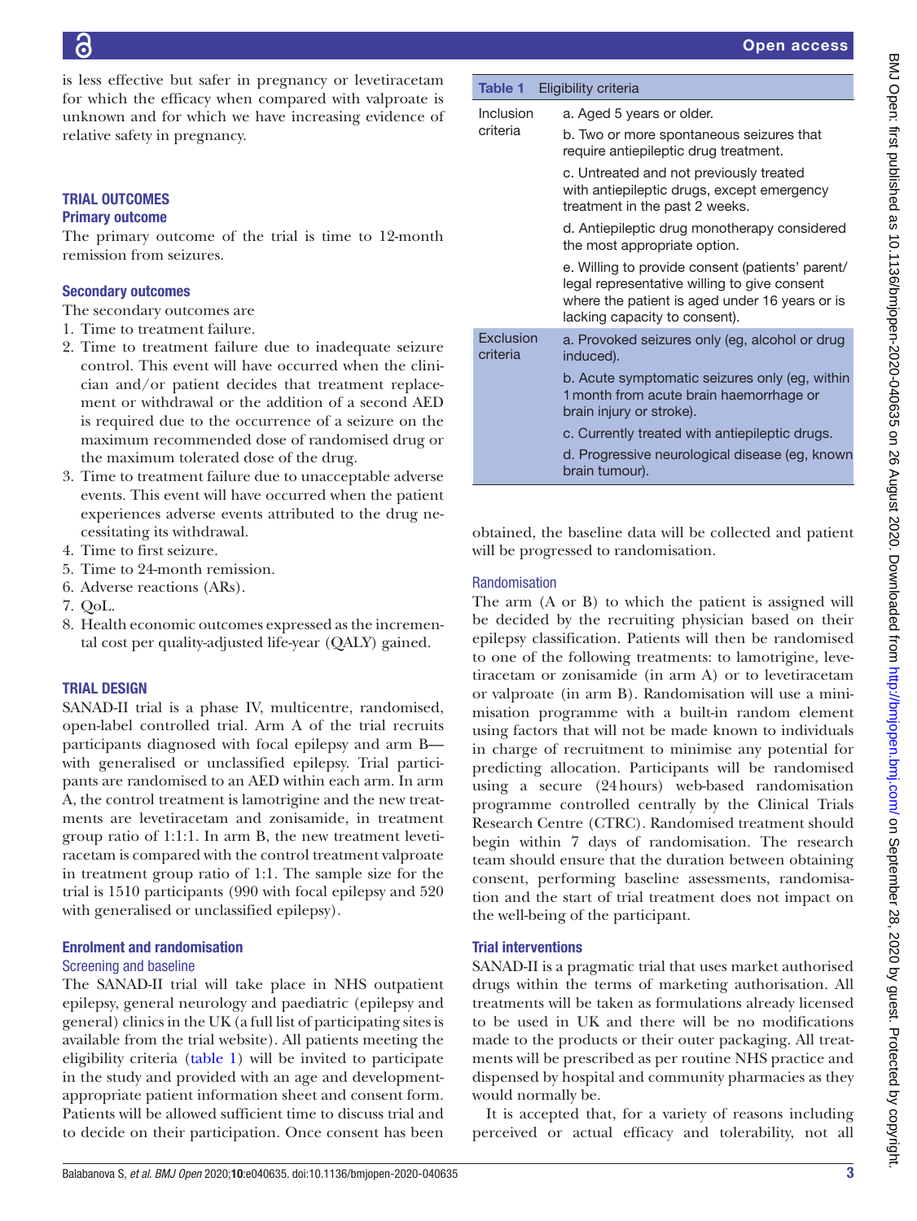is less effective but safer in pregnancy or levetiracetam for which the efficacy when compared with valproate is unknown and for which we have increasing evidence of relative safety in pregnancy.

## TRIAL OUTCOMES

### Primary outcome

The primary outcome of the trial is time to 12-month remission from seizures.

### Secondary outcomes

The secondary outcomes are

1. Time to treatment failure.
2. Time to treatment failure due to inadequate seizure control. This event will have occurred when the clinician and/or patient decides that treatment replacement or withdrawal or the addition of a second AED is required due to the occurrence of a seizure on the maximum recommended dose of randomised drug or the maximum tolerated dose of the drug.
3. Time to treatment failure due to unacceptable adverse events. This event will have occurred when the patient experiences adverse events attributed to the drug necessitating its withdrawal.
4. Time to first seizure.
5. Time to 24-month remission.
6. Adverse reactions (ARs).
7. QoL.
8. Health economic outcomes expressed as the incremental cost per quality-adjusted life-year (QALY) gained.

## TRIAL DESIGN

SANAD-II trial is a phase IV, multicentre, randomised, open-label controlled trial. Arm A of the trial recruits participants diagnosed with focal epilepsy and arm B—with generalised or unclassified epilepsy. Trial participants are randomised to an AED within each arm. In arm A, the control treatment is lamotrigine and the new treatments are levetiracetam and zonisamide, in treatment group ratio of 1:1:1. In arm B, the new treatment levetiracetam is compared with the control treatment valproate in treatment group ratio of 1:1. The sample size for the trial is 1510 participants (990 with focal epilepsy and 520 with generalised or unclassified epilepsy).

### Enrolment and randomisation

#### Screening and baseline

The SANAD-II trial will take place in NHS outpatient epilepsy, general neurology and paediatric (epilepsy and general) clinics in the UK (a full list of participating sites is available from the trial website). All patients meeting the eligibility criteria (table 1) will be invited to participate in the study and provided with an age and development-appropriate patient information sheet and consent form. Patients will be allowed sufficient time to discuss trial and to decide on their participation. Once consent has been obtained, the baseline data will be collected and patient will be progressed to randomisation.

**Table 1** Eligibility criteria

| | |
|---|---|
| Inclusion criteria | a. Aged 5 years or older. |
| | b. Two or more spontaneous seizures that require antiepileptic drug treatment. |
| | c. Untreated and not previously treated with antiepileptic drugs, except emergency treatment in the past 2 weeks. |
| | d. Antiepileptic drug monotherapy considered the most appropriate option. |
| | e. Willing to provide consent (patients' parent/legal representative willing to give consent where the patient is aged under 16 years or is lacking capacity to consent). |
| Exclusion criteria | a. Provoked seizures only (eg, alcohol or drug induced). |
| | b. Acute symptomatic seizures only (eg, within 1 month from acute brain haemorrhage or brain injury or stroke). |
| | c. Currently treated with antiepileptic drugs. |
| | d. Progressive neurological disease (eg, known brain tumour). |

#### Randomisation

The arm (A or B) to which the patient is assigned will be decided by the recruiting physician based on their epilepsy classification. Patients will then be randomised to one of the following treatments: to lamotrigine, levetiracetam or zonisamide (in arm A) or to levetiracetam or valproate (in arm B). Randomisation will use a minimisation programme with a built-in random element using factors that will not be made known to individuals in charge of recruitment to minimise any potential for predicting allocation. Participants will be randomised using a secure (24 hours) web-based randomisation programme controlled centrally by the Clinical Trials Research Centre (CTRC). Randomised treatment should begin within 7 days of randomisation. The research team should ensure that the duration between obtaining consent, performing baseline assessments, randomisation and the start of trial treatment does not impact on the well-being of the participant.

### Trial interventions

SANAD-II is a pragmatic trial that uses market authorised drugs within the terms of marketing authorisation. All treatments will be taken as formulations already licensed to be used in UK and there will be no modifications made to the products or their outer packaging. All treatments will be prescribed as per routine NHS practice and dispensed by hospital and community pharmacies as they would normally be.

It is accepted that, for a variety of reasons including perceived or actual efficacy and tolerability, not all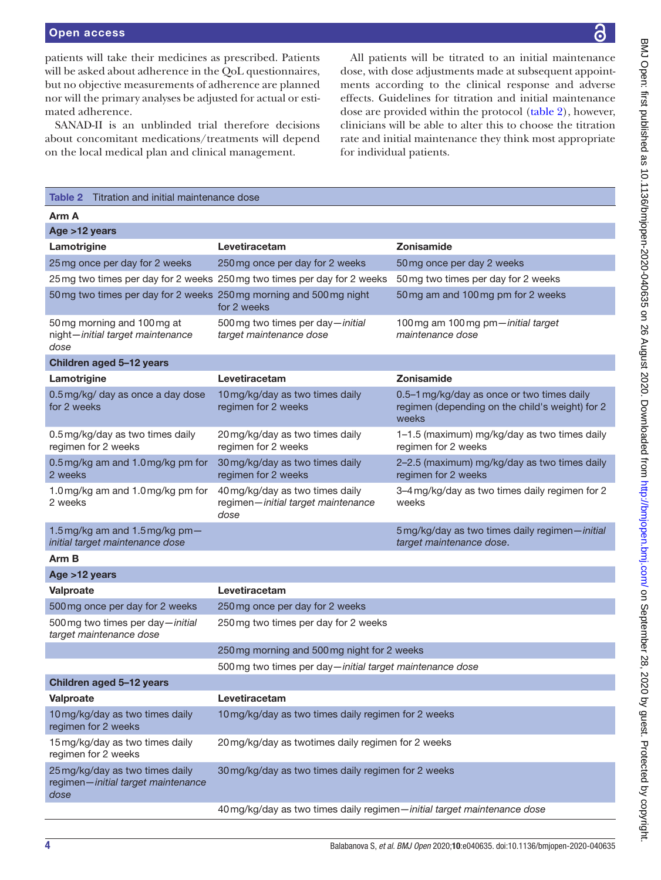patients will take their medicines as prescribed. Patients will be asked about adherence in the QoL questionnaires, but no objective measurements of adherence are planned nor will the primary analyses be adjusted for actual or estimated adherence.

SANAD-II is an unblinded trial therefore decisions about concomitant medications/treatments will depend on the local medical plan and clinical management.

All patients will be titrated to an initial maintenance dose, with dose adjustments made at subsequent appointments according to the clinical response and adverse effects. Guidelines for titration and initial maintenance dose are provided within the protocol (table 2), however, clinicians will be able to alter this to choose the titration rate and initial maintenance they think most appropriate for individual patients.

**Table 2** Titration and initial maintenance dose

| | | |
|---|---|---|
| **Arm A** | | |
| **Age >12 years** | | |
| **Lamotrigine** | **Levetiracetam** | **Zonisamide** |
| 25 mg once per day for 2 weeks | 250 mg once per day for 2 weeks | 50 mg once per day 2 weeks |
| 25 mg two times per day for 2 weeks | 250 mg two times per day for 2 weeks | 50 mg two times per day for 2 weeks |
| 50 mg two times per day for 2 weeks | 250 mg morning and 500 mg night for 2 weeks | 50 mg am and 100 mg pm for 2 weeks |
| 50 mg morning and 100 mg at night—*initial target maintenance dose* | 500 mg two times per day—*initial target maintenance dose* | 100 mg am 100 mg pm—*initial target maintenance dose* |
| **Children aged 5–12 years** | | |
| **Lamotrigine** | **Levetiracetam** | **Zonisamide** |
| 0.5 mg/kg/ day as once a day dose for 2 weeks | 10 mg/kg/day as two times daily regimen for 2 weeks | 0.5–1 mg/kg/day as once or two times daily regimen (depending on the child's weight) for 2 weeks |
| 0.5 mg/kg/day as two times daily regimen for 2 weeks | 20 mg/kg/day as two times daily regimen for 2 weeks | 1–1.5 (maximum) mg/kg/day as two times daily regimen for 2 weeks |
| 0.5 mg/kg am and 1.0 mg/kg pm for 2 weeks | 30 mg/kg/day as two times daily regimen for 2 weeks | 2–2.5 (maximum) mg/kg/day as two times daily regimen for 2 weeks |
| 1.0 mg/kg am and 1.0 mg/kg pm for 2 weeks | 40 mg/kg/day as two times daily regimen—*initial target maintenance dose* | 3–4 mg/kg/day as two times daily regimen for 2 weeks |
| 1.5 mg/kg am and 1.5 mg/kg pm—*initial target maintenance dose* | | 5 mg/kg/day as two times daily regimen—*initial target maintenance dose.* |
| **Arm B** | | |
| **Age >12 years** | | |
| **Valproate** | **Levetiracetam** | |
| 500 mg once per day for 2 weeks | 250 mg once per day for 2 weeks | |
| 500 mg two times per day—*initial target maintenance dose* | 250 mg two times per day for 2 weeks | |
| | 250 mg morning and 500 mg night for 2 weeks | |
| | 500 mg two times per day—*initial target maintenance dose* | |
| **Children aged 5–12 years** | | |
| **Valproate** | **Levetiracetam** | |
| 10 mg/kg/day as two times daily regimen for 2 weeks | 10 mg/kg/day as two times daily regimen for 2 weeks | |
| 15 mg/kg/day as two times daily regimen for 2 weeks | 20 mg/kg/day as twotimes daily regimen for 2 weeks | |
| 25 mg/kg/day as two times daily regimen—*initial target maintenance dose* | 30 mg/kg/day as two times daily regimen for 2 weeks | |
| | 40 mg/kg/day as two times daily regimen—*initial target maintenance dose* | |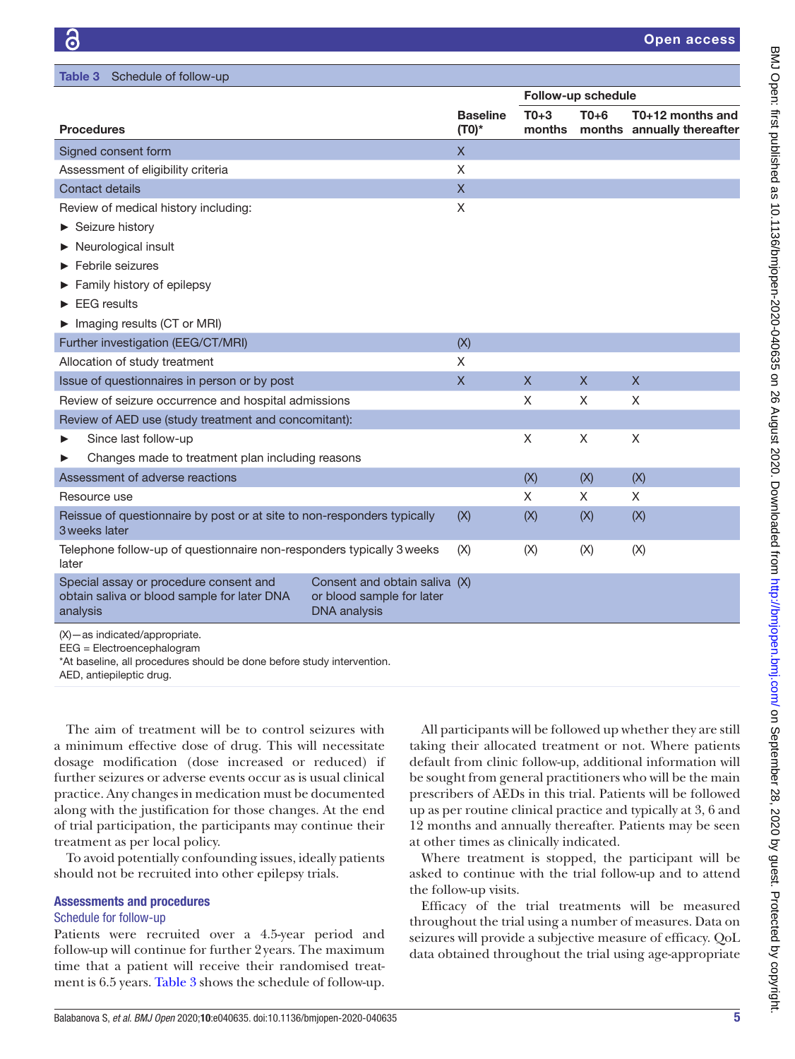**Table 3** Schedule of follow-up

| Procedures | Baseline (T0)* | Follow-up schedule T0+3 months | T0+6 months | T0+12 months and annually thereafter |
|---|---|---|---|---|
| Signed consent form | X | | | |
| Assessment of eligibility criteria | X | | | |
| Contact details | X | | | |
| Review of medical history including: | X | | | |
| ► Seizure history | | | | |
| ► Neurological insult | | | | |
| ► Febrile seizures | | | | |
| ► Family history of epilepsy | | | | |
| ► EEG results | | | | |
| ► Imaging results (CT or MRI) | | | | |
| Further investigation (EEG/CT/MRI) | (X) | | | |
| Allocation of study treatment | X | | | |
| Issue of questionnaires in person or by post | X | X | X | X |
| Review of seizure occurrence and hospital admissions | | X | X | X |
| Review of AED use (study treatment and concomitant): | | | | |
| ► Since last follow-up | | X | X | X |
| ► Changes made to treatment plan including reasons | | | | |
| Assessment of adverse reactions | | (X) | (X) | (X) |
| Resource use | | X | X | X |
| Reissue of questionnaire by post or at site to non-responders typically 3 weeks later | (X) | (X) | (X) | (X) |
| Telephone follow-up of questionnaire non-responders typically 3 weeks later | (X) | (X) | (X) | (X) |
| Special assay or procedure consent and obtain saliva or blood sample for later DNA analysis — Consent and obtain saliva or blood sample for later DNA analysis | (X) | | | |

(X)—as indicated/appropriate.
EEG = Electroencephalogram
*At baseline, all procedures should be done before study intervention.
AED, antiepileptic drug.

The aim of treatment will be to control seizures with a minimum effective dose of drug. This will necessitate dosage modification (dose increased or reduced) if further seizures or adverse events occur as is usual clinical practice. Any changes in medication must be documented along with the justification for those changes. At the end of trial participation, the participants may continue their treatment as per local policy.

To avoid potentially confounding issues, ideally patients should not be recruited into other epilepsy trials.

## Assessments and procedures

### Schedule for follow-up

Patients were recruited over a 4.5-year period and follow-up will continue for further 2 years. The maximum time that a patient will receive their randomised treatment is 6.5 years. Table 3 shows the schedule of follow-up.

All participants will be followed up whether they are still taking their allocated treatment or not. Where patients default from clinic follow-up, additional information will be sought from general practitioners who will be the main prescribers of AEDs in this trial. Patients will be followed up as per routine clinical practice and typically at 3, 6 and 12 months and annually thereafter. Patients may be seen at other times as clinically indicated.

Where treatment is stopped, the participant will be asked to continue with the trial follow-up and to attend the follow-up visits.

Efficacy of the trial treatments will be measured throughout the trial using a number of measures. Data on seizures will provide a subjective measure of efficacy. QoL data obtained throughout the trial using age-appropriate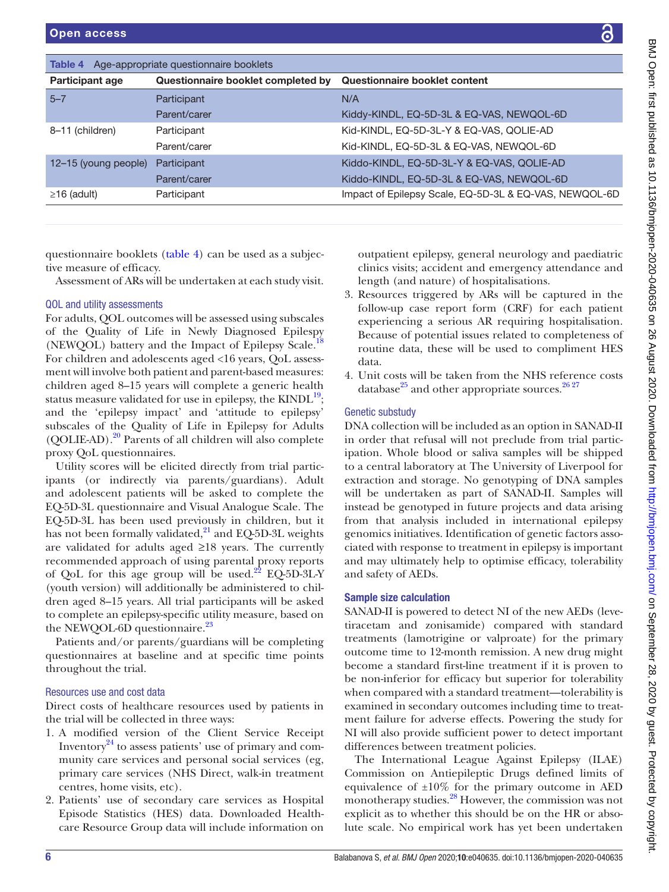Table 4 Age-appropriate questionnaire booklets

| Participant age | Questionnaire booklet completed by | Questionnaire booklet content |
|---|---|---|
| 5–7 | Participant | N/A |
| | Parent/carer | Kiddy-KINDL, EQ-5D-3L & EQ-VAS, NEWQOL-6D |
| 8–11 (children) | Participant | Kid-KINDL, EQ-5D-3L-Y & EQ-VAS, QOLIE-AD |
| | Parent/carer | Kid-KINDL, EQ-5D-3L & EQ-VAS, NEWQOL-6D |
| 12–15 (young people) | Participant | Kiddo-KINDL, EQ-5D-3L-Y & EQ-VAS, QOLIE-AD |
| | Parent/carer | Kiddo-KINDL, EQ-5D-3L & EQ-VAS, NEWQOL-6D |
| ≥16 (adult) | Participant | Impact of Epilepsy Scale, EQ-5D-3L & EQ-VAS, NEWQOL-6D |

questionnaire booklets (table 4) can be used as a subjective measure of efficacy.

Assessment of ARs will be undertaken at each study visit.

### QOL and utility assessments

For adults, QOL outcomes will be assessed using subscales of the Quality of Life in Newly Diagnosed Epilepsy (NEWQOL) battery and the Impact of Epilepsy Scale.[18] For children and adolescents aged <16 years, QoL assessment will involve both patient and parent-based measures: children aged 8–15 years will complete a generic health status measure validated for use in epilepsy, the KINDL[19]; and the 'epilepsy impact' and 'attitude to epilepsy' subscales of the Quality of Life in Epilepsy for Adults (QOLIE-AD).[20] Parents of all children will also complete proxy QoL questionnaires.

Utility scores will be elicited directly from trial participants (or indirectly via parents/guardians). Adult and adolescent patients will be asked to complete the EQ-5D-3L questionnaire and Visual Analogue Scale. The EQ-5D-3L has been used previously in children, but it has not been formally validated,[21] and EQ-5D-3L weights are validated for adults aged ≥18 years. The currently recommended approach of using parental proxy reports of QoL for this age group will be used.[22] EQ-5D-3L-Y (youth version) will additionally be administered to children aged 8–15 years. All trial participants will be asked to complete an epilepsy-specific utility measure, based on the NEWQOL-6D questionnaire.[23]

Patients and/or parents/guardians will be completing questionnaires at baseline and at specific time points throughout the trial.

### Resources use and cost data

Direct costs of healthcare resources used by patients in the trial will be collected in three ways:

1. A modified version of the Client Service Receipt Inventory[24] to assess patients' use of primary and community care services and personal social services (eg, primary care services (NHS Direct, walk-in treatment centres, home visits, etc).
2. Patients' use of secondary care services as Hospital Episode Statistics (HES) data. Downloaded Healthcare Resource Group data will include information on outpatient epilepsy, general neurology and paediatric clinics visits; accident and emergency attendance and length (and nature) of hospitalisations.
3. Resources triggered by ARs will be captured in the follow-up case report form (CRF) for each patient experiencing a serious AR requiring hospitalisation. Because of potential issues related to completeness of routine data, these will be used to compliment HES data.
4. Unit costs will be taken from the NHS reference costs database[25] and other appropriate sources.[26,27]

### Genetic substudy

DNA collection will be included as an option in SANAD-II in order that refusal will not preclude from trial participation. Whole blood or saliva samples will be shipped to a central laboratory at The University of Liverpool for extraction and storage. No genotyping of DNA samples will be undertaken as part of SANAD-II. Samples will instead be genotyped in future projects and data arising from that analysis included in international epilepsy genomics initiatives. Identification of genetic factors associated with response to treatment in epilepsy is important and may ultimately help to optimise efficacy, tolerability and safety of AEDs.

## Sample size calculation

SANAD-II is powered to detect NI of the new AEDs (levetiracetam and zonisamide) compared with standard treatments (lamotrigine or valproate) for the primary outcome time to 12-month remission. A new drug might become a standard first-line treatment if it is proven to be non-inferior for efficacy but superior for tolerability when compared with a standard treatment—tolerability is examined in secondary outcomes including time to treatment failure for adverse effects. Powering the study for NI will also provide sufficient power to detect important differences between treatment policies.

The International League Against Epilepsy (ILAE) Commission on Antiepileptic Drugs defined limits of equivalence of ±10% for the primary outcome in AED monotherapy studies.[28] However, the commission was not explicit as to whether this should be on the HR or absolute scale. No empirical work has yet been undertaken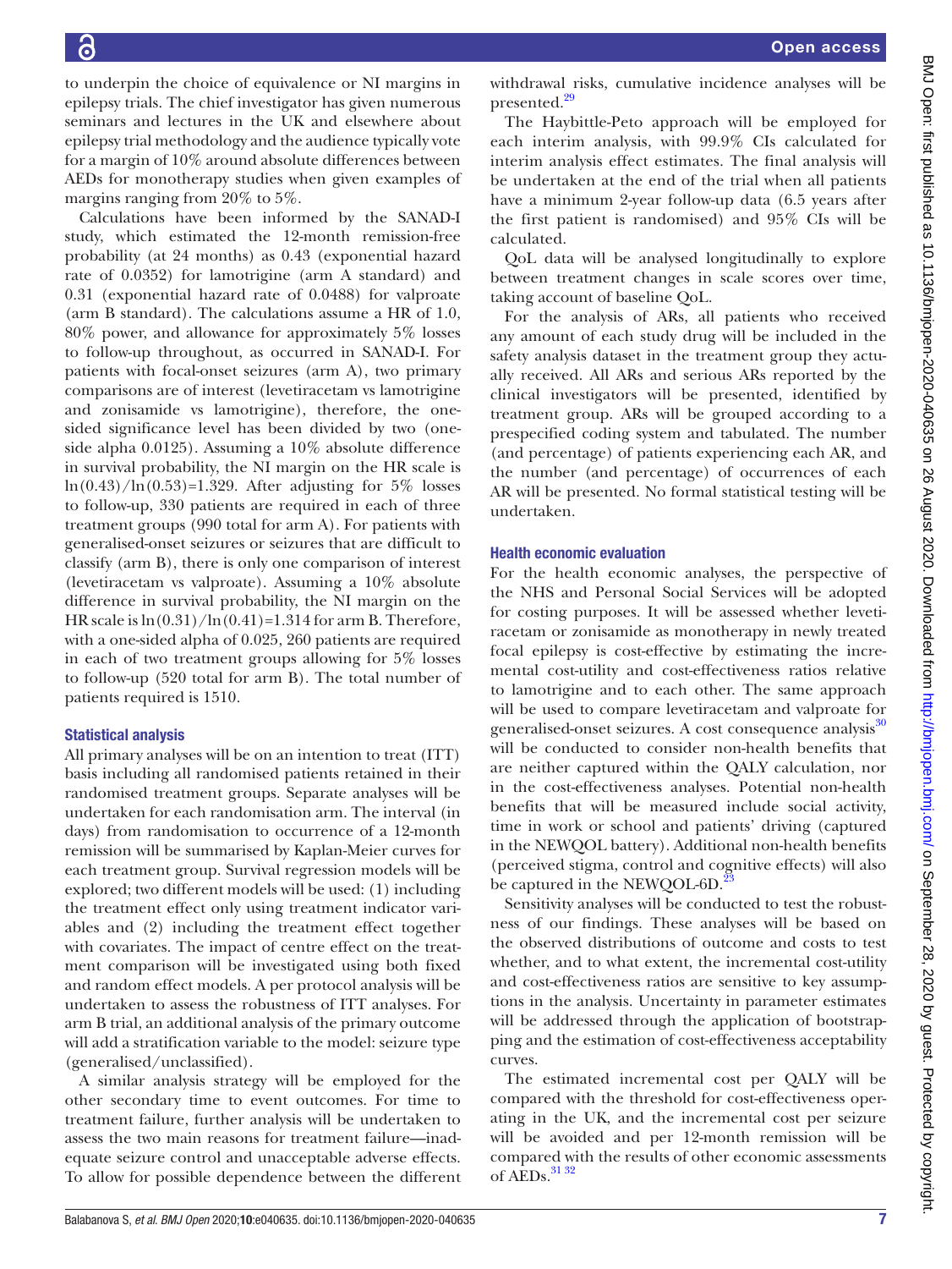to underpin the choice of equivalence or NI margins in epilepsy trials. The chief investigator has given numerous seminars and lectures in the UK and elsewhere about epilepsy trial methodology and the audience typically vote for a margin of 10% around absolute differences between AEDs for monotherapy studies when given examples of margins ranging from 20% to 5%.

Calculations have been informed by the SANAD-I study, which estimated the 12-month remission-free probability (at 24 months) as 0.43 (exponential hazard rate of 0.0352) for lamotrigine (arm A standard) and 0.31 (exponential hazard rate of 0.0488) for valproate (arm B standard). The calculations assume a HR of 1.0, 80% power, and allowance for approximately 5% losses to follow-up throughout, as occurred in SANAD-I. For patients with focal-onset seizures (arm A), two primary comparisons are of interest (levetiracetam vs lamotrigine and zonisamide vs lamotrigine), therefore, the one-sided significance level has been divided by two (one-side alpha 0.0125). Assuming a 10% absolute difference in survival probability, the NI margin on the HR scale is $\ln(0.43)/\ln(0.53)=1.329$. After adjusting for 5% losses to follow-up, 330 patients are required in each of three treatment groups (990 total for arm A). For patients with generalised-onset seizures or seizures that are difficult to classify (arm B), there is only one comparison of interest (levetiracetam vs valproate). Assuming a 10% absolute difference in survival probability, the NI margin on the HR scale is $\ln(0.31)/\ln(0.41)=1.314$ for arm B. Therefore, with a one-sided alpha of 0.025, 260 patients are required in each of two treatment groups allowing for 5% losses to follow-up (520 total for arm B). The total number of patients required is 1510.

## Statistical analysis

All primary analyses will be on an intention to treat (ITT) basis including all randomised patients retained in their randomised treatment groups. Separate analyses will be undertaken for each randomisation arm. The interval (in days) from randomisation to occurrence of a 12-month remission will be summarised by Kaplan-Meier curves for each treatment group. Survival regression models will be explored; two different models will be used: (1) including the treatment effect only using treatment indicator variables and (2) including the treatment effect together with covariates. The impact of centre effect on the treatment comparison will be investigated using both fixed and random effect models. A per protocol analysis will be undertaken to assess the robustness of ITT analyses. For arm B trial, an additional analysis of the primary outcome will add a stratification variable to the model: seizure type (generalised/unclassified).

A similar analysis strategy will be employed for the other secondary time to event outcomes. For time to treatment failure, further analysis will be undertaken to assess the two main reasons for treatment failure—inadequate seizure control and unacceptable adverse effects. To allow for possible dependence between the different withdrawal risks, cumulative incidence analyses will be presented.[29]

The Haybittle-Peto approach will be employed for each interim analysis, with 99.9% CIs calculated for interim analysis effect estimates. The final analysis will be undertaken at the end of the trial when all patients have a minimum 2-year follow-up data (6.5 years after the first patient is randomised) and 95% CIs will be calculated.

QoL data will be analysed longitudinally to explore between treatment changes in scale scores over time, taking account of baseline QoL.

For the analysis of ARs, all patients who received any amount of each study drug will be included in the safety analysis dataset in the treatment group they actually received. All ARs and serious ARs reported by the clinical investigators will be presented, identified by treatment group. ARs will be grouped according to a prespecified coding system and tabulated. The number (and percentage) of patients experiencing each AR, and the number (and percentage) of occurrences of each AR will be presented. No formal statistical testing will be undertaken.

## Health economic evaluation

For the health economic analyses, the perspective of the NHS and Personal Social Services will be adopted for costing purposes. It will be assessed whether levetiracetam or zonisamide as monotherapy in newly treated focal epilepsy is cost-effective by estimating the incremental cost-utility and cost-effectiveness ratios relative to lamotrigine and to each other. The same approach will be used to compare levetiracetam and valproate for generalised-onset seizures. A cost consequence analysis[30] will be conducted to consider non-health benefits that are neither captured within the QALY calculation, nor in the cost-effectiveness analyses. Potential non-health benefits that will be measured include social activity, time in work or school and patients' driving (captured in the NEWQOL battery). Additional non-health benefits (perceived stigma, control and cognitive effects) will also be captured in the NEWQOL-6D.[23]

Sensitivity analyses will be conducted to test the robustness of our findings. These analyses will be based on the observed distributions of outcome and costs to test whether, and to what extent, the incremental cost-utility and cost-effectiveness ratios are sensitive to key assumptions in the analysis. Uncertainty in parameter estimates will be addressed through the application of bootstrapping and the estimation of cost-effectiveness acceptability curves.

The estimated incremental cost per QALY will be compared with the threshold for cost-effectiveness operating in the UK, and the incremental cost per seizure will be avoided and per 12-month remission will be compared with the results of other economic assessments of AEDs.[31,32]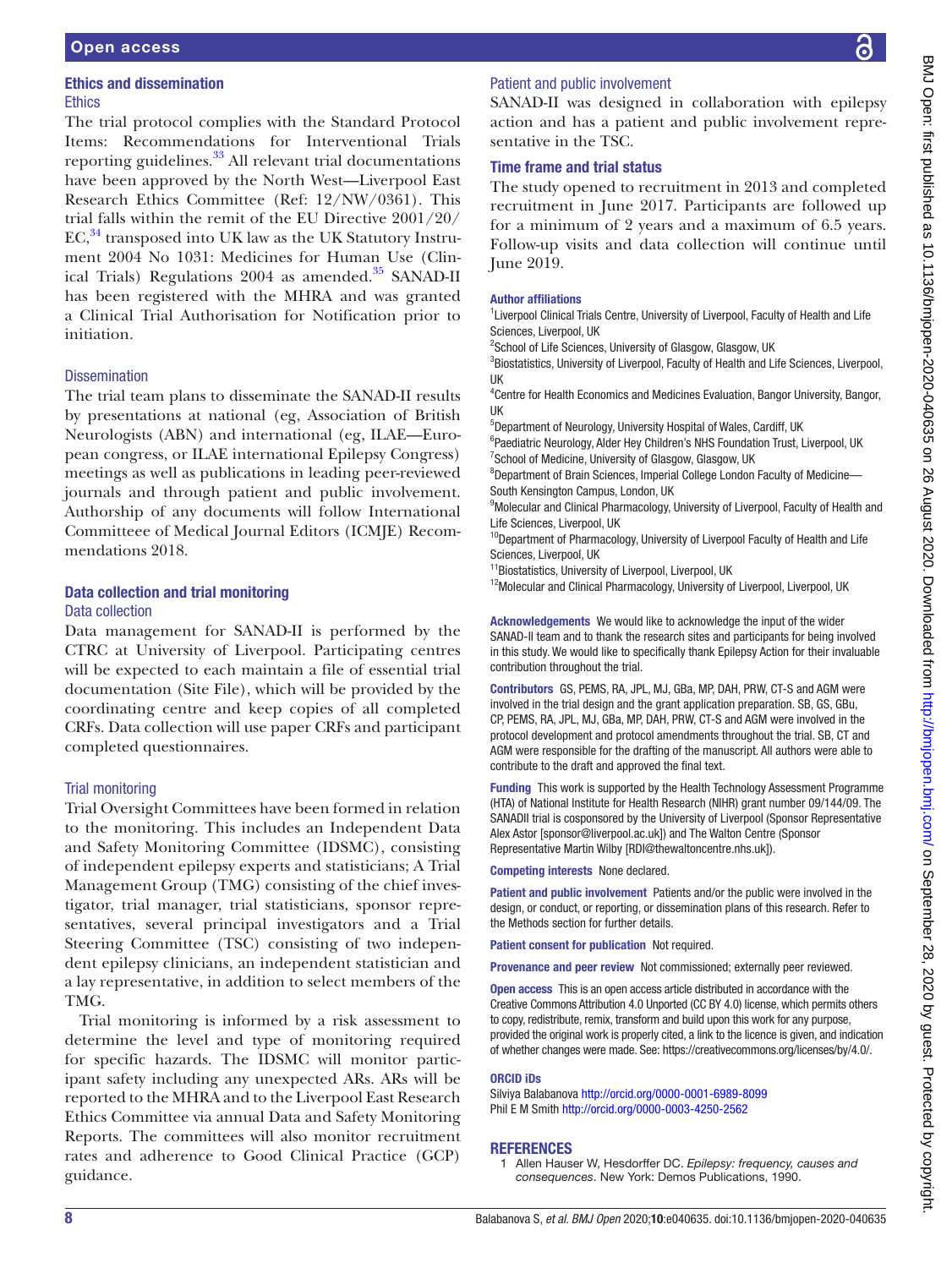## Ethics and dissemination

### Ethics

The trial protocol complies with the Standard Protocol Items: Recommendations for Interventional Trials reporting guidelines.[33] All relevant trial documentations have been approved by the North West—Liverpool East Research Ethics Committee (Ref: 12/NW/0361). This trial falls within the remit of the EU Directive 2001/20/EC,[34] transposed into UK law as the UK Statutory Instrument 2004 No 1031: Medicines for Human Use (Clinical Trials) Regulations 2004 as amended.[35] SANAD-II has been registered with the MHRA and was granted a Clinical Trial Authorisation for Notification prior to initiation.

### Dissemination

The trial team plans to disseminate the SANAD-II results by presentations at national (eg, Association of British Neurologists (ABN) and international (eg, ILAE—European congress, or ILAE international Epilepsy Congress) meetings as well as publications in leading peer-reviewed journals and through patient and public involvement. Authorship of any documents will follow International Committee of Medical Journal Editors (ICMJE) Recommendations 2018.

## Data collection and trial monitoring

### Data collection

Data management for SANAD-II is performed by the CTRC at University of Liverpool. Participating centres will be expected to each maintain a file of essential trial documentation (Site File), which will be provided by the coordinating centre and keep copies of all completed CRFs. Data collection will use paper CRFs and participant completed questionnaires.

### Trial monitoring

Trial Oversight Committees have been formed in relation to the monitoring. This includes an Independent Data and Safety Monitoring Committee (IDSMC), consisting of independent epilepsy experts and statisticians; A Trial Management Group (TMG) consisting of the chief investigator, trial manager, trial statisticians, sponsor representatives, several principal investigators and a Trial Steering Committee (TSC) consisting of two independent epilepsy clinicians, an independent statistician and a lay representative, in addition to select members of the TMG.

Trial monitoring is informed by a risk assessment to determine the level and type of monitoring required for specific hazards. The IDSMC will monitor participant safety including any unexpected ARs. ARs will be reported to the MHRA and to the Liverpool East Research Ethics Committee via annual Data and Safety Monitoring Reports. The committees will also monitor recruitment rates and adherence to Good Clinical Practice (GCP) guidance.

### Patient and public involvement

SANAD-II was designed in collaboration with epilepsy action and has a patient and public involvement representative in the TSC.

## Time frame and trial status

The study opened to recruitment in 2013 and completed recruitment in June 2017. Participants are followed up for a minimum of 2 years and a maximum of 6.5 years. Follow-up visits and data collection will continue until June 2019.

**Author affiliations**

[1]Liverpool Clinical Trials Centre, University of Liverpool, Faculty of Health and Life Sciences, Liverpool, UK
[2]School of Life Sciences, University of Glasgow, Glasgow, UK
[3]Biostatistics, University of Liverpool, Faculty of Health and Life Sciences, Liverpool, UK
[4]Centre for Health Economics and Medicines Evaluation, Bangor University, Bangor, UK
[5]Department of Neurology, University Hospital of Wales, Cardiff, UK
[6]Paediatric Neurology, Alder Hey Children's NHS Foundation Trust, Liverpool, UK
[7]School of Medicine, University of Glasgow, Glasgow, UK
[8]Department of Brain Sciences, Imperial College London Faculty of Medicine—South Kensington Campus, London, UK
[9]Molecular and Clinical Pharmacology, University of Liverpool, Faculty of Health and Life Sciences, Liverpool, UK
[10]Department of Pharmacology, University of Liverpool Faculty of Health and Life Sciences, Liverpool, UK
[11]Biostatistics, University of Liverpool, Liverpool, UK
[12]Molecular and Clinical Pharmacology, University of Liverpool, Liverpool, UK

**Acknowledgements** We would like to acknowledge the input of the wider SANAD-II team and to thank the research sites and participants for being involved in this study. We would like to specifically thank Epilepsy Action for their invaluable contribution throughout the trial.

**Contributors** GS, PEMS, RA, JPL, MJ, GBa, MP, DAH, PRW, CT-S and AGM were involved in the trial design and the grant application preparation. SB, GS, GBu, CP, PEMS, RA, JPL, MJ, GBa, MP, DAH, PRW, CT-S and AGM were involved in the protocol development and protocol amendments throughout the trial. SB, CT and AGM were responsible for the drafting of the manuscript. All authors were able to contribute to the draft and approved the final text.

**Funding** This work is supported by the Health Technology Assessment Programme (HTA) of National Institute for Health Research (NIHR) grant number 09/144/09. The SANADII trial is cosponsored by the University of Liverpool (Sponsor Representative Alex Astor [sponsor@liverpool.ac.uk]) and The Walton Centre (Sponsor Representative Martin Wilby [RDI@thewaltoncentre.nhs.uk]).

**Competing interests** None declared.

**Patient and public involvement** Patients and/or the public were involved in the design, or conduct, or reporting, or dissemination plans of this research. Refer to the Methods section for further details.

**Patient consent for publication** Not required.

**Provenance and peer review** Not commissioned; externally peer reviewed.

**Open access** This is an open access article distributed in accordance with the Creative Commons Attribution 4.0 Unported (CC BY 4.0) license, which permits others to copy, redistribute, remix, transform and build upon this work for any purpose, provided the original work is properly cited, a link to the licence is given, and indication of whether changes were made. See: https://creativecommons.org/licenses/by/4.0/.

**ORCID iDs**

Silviya Balabanova http://orcid.org/0000-0001-6989-8099
Phil E M Smith http://orcid.org/0000-0003-4250-2562

## REFERENCES

1. Allen Hauser W, Hesdorffer DC. *Epilepsy: frequency, causes and consequences*. New York: Demos Publications, 1990.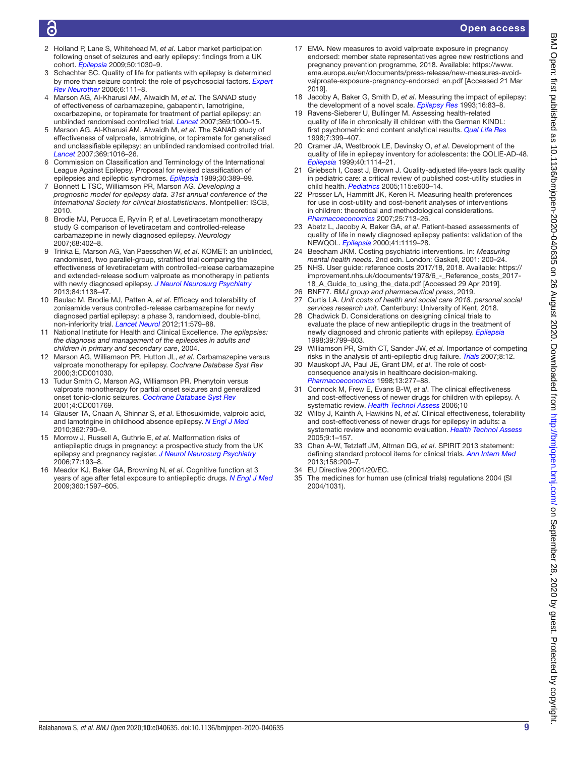2 Holland P, Lane S, Whitehead M, *et al*. Labor market participation following onset of seizures and early epilepsy: findings from a UK cohort. *Epilepsia* 2009;50:1030–9.
3 Schachter SC. Quality of life for patients with epilepsy is determined by more than seizure control: the role of psychosocial factors. *Expert Rev Neurother* 2006;6:111–8.
4 Marson AG, Al-Kharusi AM, Alwaidh M, *et al*. The SANAD study of effectiveness of carbamazepine, gabapentin, lamotrigine, oxcarbazepine, or topiramate for treatment of partial epilepsy: an unblinded randomised controlled trial. *Lancet* 2007;369:1000–15.
5 Marson AG, Al-Kharusi AM, Alwaidh M, *et al*. The SANAD study of effectiveness of valproate, lamotrigine, or topiramate for generalised and unclassifiable epilepsy: an unblinded randomised controlled trial. *Lancet* 2007;369:1016–26.
6 Commission on Classification and Terminology of the International League Against Epilepsy. Proposal for revised classification of epilepsies and epileptic syndromes. *Epilepsia* 1989;30:389–99.
7 Bonnett L TSC, Williamson PR, Marson AG. *Developing a prognostic model for epilepsy data. 31st annual conference of the International Society for clinical biostatisticians*. Montpellier: ISCB, 2010.
8 Brodie MJ, Perucca E, Ryvlin P, *et al*. Levetiracetam monotherapy study G comparison of levetiracetam and controlled-release carbamazepine in newly diagnosed epilepsy. *Neurology* 2007;68:402–8.
9 Trinka E, Marson AG, Van Paesschen W, *et al*. KOMET: an unblinded, randomised, two parallel-group, stratified trial comparing the effectiveness of levetiracetam with controlled-release carbamazepine and extended-release sodium valproate as monotherapy in patients with newly diagnosed epilepsy. *J Neurol Neurosurg Psychiatry* 2013;84:1138–47.
10 Baulac M, Brodie MJ, Patten A, *et al*. Efficacy and tolerability of zonisamide versus controlled-release carbamazepine for newly diagnosed partial epilepsy: a phase 3, randomised, double-blind, non-inferiority trial. *Lancet Neurol* 2012;11:579–88.
11 National Institute for Health and Clinical Excellence. *The epilepsies: the diagnosis and management of the epilepsies in adults and children in primary and secondary care*, 2004.
12 Marson AG, Williamson PR, Hutton JL, *et al*. Carbamazepine versus valproate monotherapy for epilepsy. *Cochrane Database Syst Rev* 2000;3:CD001030.
13 Tudur Smith C, Marson AG, Williamson PR. Phenytoin versus valproate monotherapy for partial onset seizures and generalized onset tonic-clonic seizures. *Cochrane Database Syst Rev* 2001;4:CD001769.
14 Glauser TA, Cnaan A, Shinnar S, *et al*. Ethosuximide, valproic acid, and lamotrigine in childhood absence epilepsy. *N Engl J Med* 2010;362:790–9.
15 Morrow J, Russell A, Guthrie E, *et al*. Malformation risks of antiepileptic drugs in pregnancy: a prospective study from the UK epilepsy and pregnancy register. *J Neurol Neurosurg Psychiatry* 2006;77:193–8.
16 Meador KJ, Baker GA, Browning N, *et al*. Cognitive function at 3 years of age after fetal exposure to antiepileptic drugs. *N Engl J Med* 2009;360:1597–605.
17 EMA. New measures to avoid valproate exposure in pregnancy endorsed: member state representatives agree new restrictions and pregnancy prevention programme, 2018. Available: https://www.ema.europa.eu/en/documents/press-release/new-measures-avoid-valproate-exposure-pregnancy-endorsed_en.pdf [Accessed 21 Mar 2019].
18 Jacoby A, Baker G, Smith D, *et al*. Measuring the impact of epilepsy: the development of a novel scale. *Epilepsy Res* 1993;16:83–8.
19 Ravens-Sieberer U, Bullinger M. Assessing health-related quality of life in chronically ill children with the German KINDL: first psychometric and content analytical results. *Qual Life Res* 1998;7:399–407.
20 Cramer JA, Westbrook LE, Devinsky O, *et al*. Development of the quality of life in epilepsy inventory for adolescents: the QOLIE-AD-48. *Epilepsia* 1999;40:1114–21.
21 Griebsch I, Coast J, Brown J. Quality-adjusted life-years lack quality in pediatric care: a critical review of published cost-utility studies in child health. *Pediatrics* 2005;115:e600–14.
22 Prosser LA, Hammitt JK, Keren R. Measuring health preferences for use in cost-utility and cost-benefit analyses of interventions in children: theoretical and methodological considerations. *Pharmacoeconomics* 2007;25:713–26.
23 Abetz L, Jacoby A, Baker GA, *et al*. Patient-based assessments of quality of life in newly diagnosed epilepsy patients: validation of the NEWQOL. *Epilepsia* 2000;41:1119–28.
24 Beecham JKM. Costing psychiatric interventions. In: *Measuring mental health needs*. 2nd edn. London: Gaskell, 2001: 200–24.
25 NHS. User guide: reference costs 2017/18, 2018. Available: https://improvement.nhs.uk/documents/1978/6_-_Reference_costs_2017-18_A_Guide_to_using_the_data.pdf [Accessed 29 Apr 2019].
26 BNF77. *BMJ group and pharmaceutical press*, 2019.
27 Curtis LA. *Unit costs of health and social care 2018. personal social services research unit*. Canterbury: University of Kent, 2018.
28 Chadwick D. Considerations on designing clinical trials to evaluate the place of new antiepileptic drugs in the treatment of newly diagnosed and chronic patients with epilepsy. *Epilepsia* 1998;39:799–803.
29 Williamson PR, Smith CT, Sander JW, *et al*. Importance of competing risks in the analysis of anti-epileptic drug failure. *Trials* 2007;8:12.
30 Mauskopf JA, Paul JE, Grant DM, *et al*. The role of cost-consequence analysis in healthcare decision-making. *Pharmacoeconomics* 1998;13:277–88.
31 Connock M, Frew E, Evans B-W, *et al*. The clinical effectiveness and cost-effectiveness of newer drugs for children with epilepsy. A systematic review. *Health Technol Assess* 2006;10
32 Wilby J, Kainth A, Hawkins N, *et al*. Clinical effectiveness, tolerability and cost-effectiveness of newer drugs for epilepsy in adults: a systematic review and economic evaluation. *Health Technol Assess* 2005;9:1–157.
33 Chan A-W, Tetzlaff JM, Altman DG, *et al*. SPIRIT 2013 statement: defining standard protocol items for clinical trials. *Ann Intern Med* 2013;158:200–7.
34 EU Directive 2001/20/EC.
35 The medicines for human use (clinical trials) regulations 2004 (SI 2004/1031).